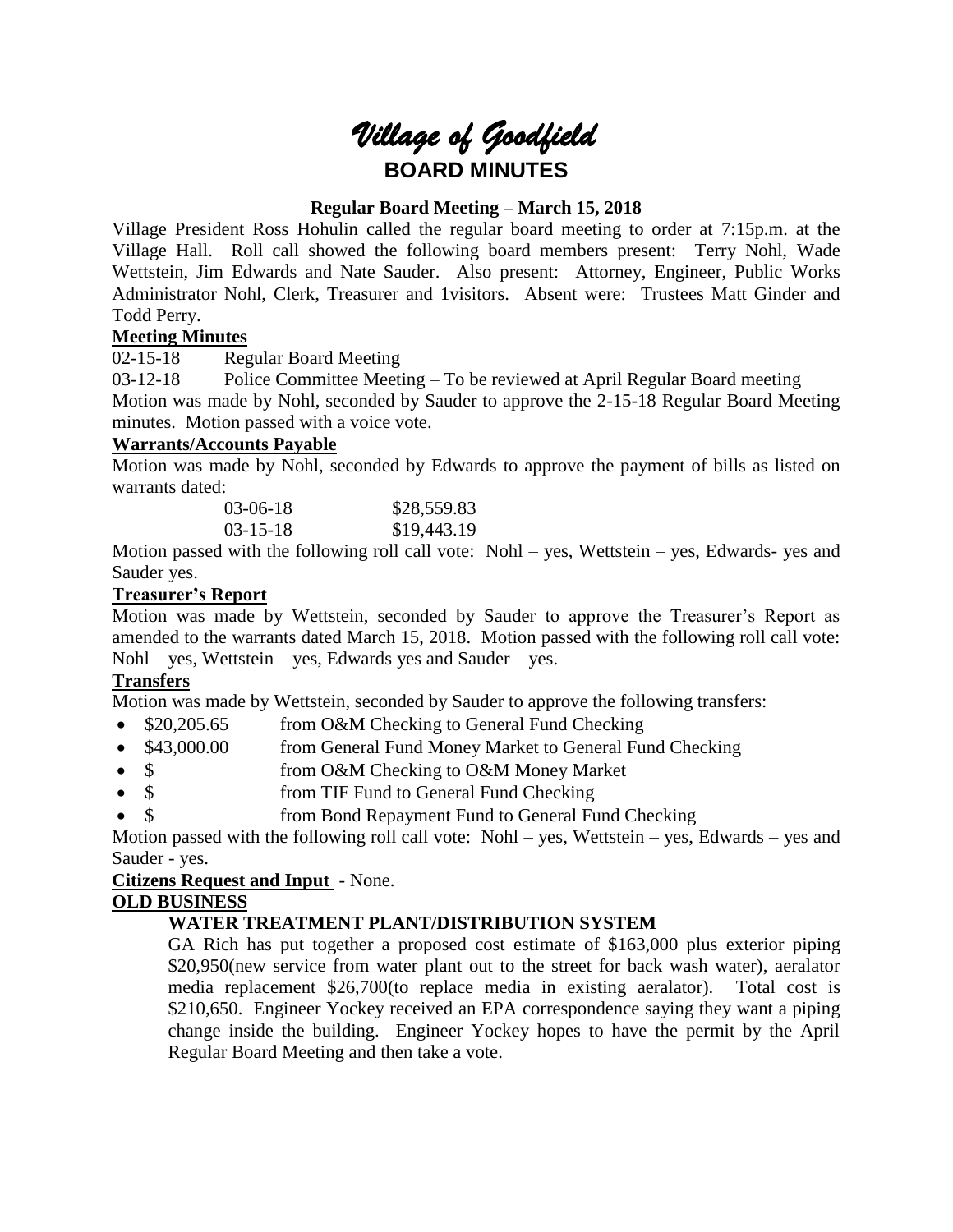# *Village of Goodfield*

# BOARD MINUTES

**Regular Board Meeting – March 15, 2018**

Village President Ross Hohulin called the regular board meeting to order at 7:15p.m. at the Village Hall. Roll call showed the following board members present: Terry Nohl, Wade Wettstein, Jim Edwards and Nate Sauder. Also present: Attorney, Engineer, Public Works Administrator Nohl, Clerk, Treasurer and 1visitors. Absent were: Trustees Matt Ginder and Todd Perry.

**Meeting Minutes**

02-15-18 Regular Board Meeting

03-12-18 Police Committee Meeting – To be reviewed at April Regular Board meeting

Motion was made by Nohl, seconded by Sauder to approve the 2-15-18 Regular Board Meeting minutes. Motion passed with a voice vote.

**Warrants/Accounts Payable**

Motion was made by Nohl, seconded by Edwards to approve the payment of bills as listed on warrants dated:

| | |
|---|---|
| 03-06-18 | $28,559.83 |
| 03-15-18 | $19,443.19 |

Motion passed with the following roll call vote: Nohl – yes, Wettstein – yes, Edwards- yes and Sauder yes.

**Treasurer's Report**

Motion was made by Wettstein, seconded by Sauder to approve the Treasurer's Report as amended to the warrants dated March 15, 2018. Motion passed with the following roll call vote: Nohl – yes, Wettstein – yes, Edwards yes and Sauder – yes.

**Transfers**

Motion was made by Wettstein, seconded by Sauder to approve the following transfers:

- $20,205.65 from O&M Checking to General Fund Checking
- $43,000.00 from General Fund Money Market to General Fund Checking
- $ from O&M Checking to O&M Money Market
- $ from TIF Fund to General Fund Checking
- $ from Bond Repayment Fund to General Fund Checking

Motion passed with the following roll call vote: Nohl – yes, Wettstein – yes, Edwards – yes and Sauder - yes.

**Citizens Request and Input** - None.

**OLD BUSINESS**

**WATER TREATMENT PLANT/DISTRIBUTION SYSTEM**

GA Rich has put together a proposed cost estimate of $163,000 plus exterior piping $20,950(new service from water plant out to the street for back wash water), aeralator media replacement $26,700(to replace media in existing aeralator). Total cost is $210,650. Engineer Yockey received an EPA correspondence saying they want a piping change inside the building. Engineer Yockey hopes to have the permit by the April Regular Board Meeting and then take a vote.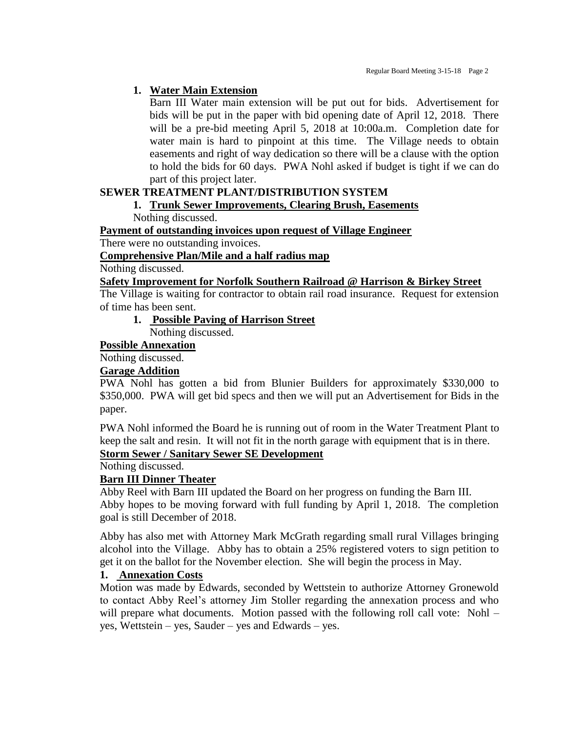1. **Water Main Extension**

   Barn III Water main extension will be put out for bids. Advertisement for bids will be put in the paper with bid opening date of April 12, 2018. There will be a pre-bid meeting April 5, 2018 at 10:00a.m. Completion date for water main is hard to pinpoint at this time. The Village needs to obtain easements and right of way dedication so there will be a clause with the option to hold the bids for 60 days. PWA Nohl asked if budget is tight if we can do part of this project later.

**SEWER TREATMENT PLANT/DISTRIBUTION SYSTEM**

1. **Trunk Sewer Improvements, Clearing Brush, Easements**

   Nothing discussed.

**Payment of outstanding invoices upon request of Village Engineer**

There were no outstanding invoices.

**Comprehensive Plan/Mile and a half radius map**

Nothing discussed.

**Safety Improvement for Norfolk Southern Railroad @ Harrison & Birkey Street**

The Village is waiting for contractor to obtain rail road insurance. Request for extension of time has been sent.

1. **Possible Paving of Harrison Street**

   Nothing discussed.

**Possible Annexation**

Nothing discussed.

**Garage Addition**

PWA Nohl has gotten a bid from Blunier Builders for approximately $330,000 to $350,000. PWA will get bid specs and then we will put an Advertisement for Bids in the paper.

PWA Nohl informed the Board he is running out of room in the Water Treatment Plant to keep the salt and resin. It will not fit in the north garage with equipment that is in there.

**Storm Sewer / Sanitary Sewer SE Development**

Nothing discussed.

**Barn III Dinner Theater**

Abby Reel with Barn III updated the Board on her progress on funding the Barn III. Abby hopes to be moving forward with full funding by April 1, 2018. The completion goal is still December of 2018.

Abby has also met with Attorney Mark McGrath regarding small rural Villages bringing alcohol into the Village. Abby has to obtain a 25% registered voters to sign petition to get it on the ballot for the November election. She will begin the process in May.

1. **Annexation Costs**

Motion was made by Edwards, seconded by Wettstein to authorize Attorney Gronewold to contact Abby Reel's attorney Jim Stoller regarding the annexation process and who will prepare what documents. Motion passed with the following roll call vote: Nohl – yes, Wettstein – yes, Sauder – yes and Edwards – yes.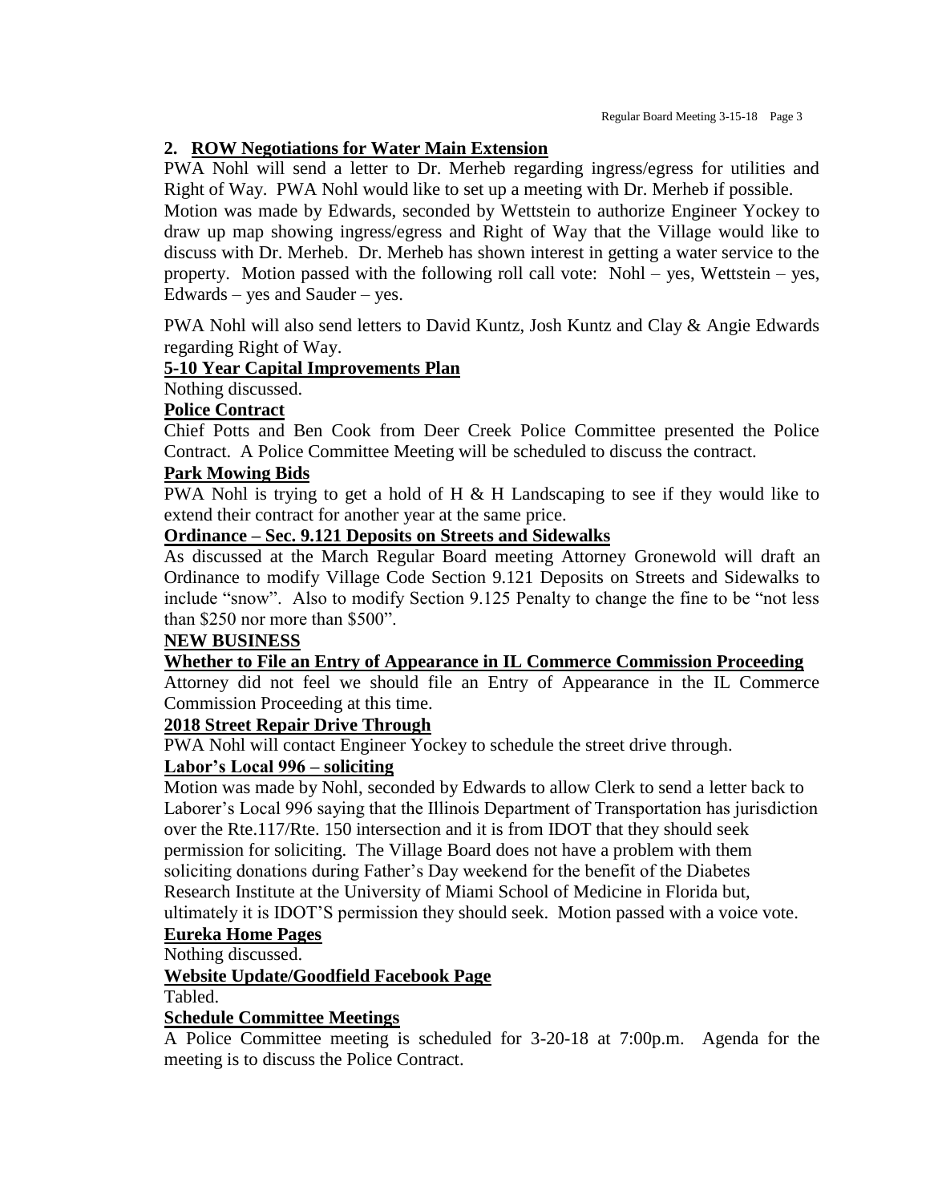**2. ROW Negotiations for Water Main Extension**

PWA Nohl will send a letter to Dr. Merheb regarding ingress/egress for utilities and Right of Way. PWA Nohl would like to set up a meeting with Dr. Merheb if possible. Motion was made by Edwards, seconded by Wettstein to authorize Engineer Yockey to draw up map showing ingress/egress and Right of Way that the Village would like to discuss with Dr. Merheb. Dr. Merheb has shown interest in getting a water service to the property. Motion passed with the following roll call vote: Nohl – yes, Wettstein – yes, Edwards – yes and Sauder – yes.

PWA Nohl will also send letters to David Kuntz, Josh Kuntz and Clay & Angie Edwards regarding Right of Way.

**5-10 Year Capital Improvements Plan**

Nothing discussed.

**Police Contract**

Chief Potts and Ben Cook from Deer Creek Police Committee presented the Police Contract. A Police Committee Meeting will be scheduled to discuss the contract.

**Park Mowing Bids**

PWA Nohl is trying to get a hold of H & H Landscaping to see if they would like to extend their contract for another year at the same price.

**Ordinance – Sec. 9.121 Deposits on Streets and Sidewalks**

As discussed at the March Regular Board meeting Attorney Gronewold will draft an Ordinance to modify Village Code Section 9.121 Deposits on Streets and Sidewalks to include "snow". Also to modify Section 9.125 Penalty to change the fine to be "not less than $250 nor more than $500".

**NEW BUSINESS**

**Whether to File an Entry of Appearance in IL Commerce Commission Proceeding**

Attorney did not feel we should file an Entry of Appearance in the IL Commerce Commission Proceeding at this time.

**2018 Street Repair Drive Through**

PWA Nohl will contact Engineer Yockey to schedule the street drive through.

**Labor's Local 996 – soliciting**

Motion was made by Nohl, seconded by Edwards to allow Clerk to send a letter back to Laborer's Local 996 saying that the Illinois Department of Transportation has jurisdiction over the Rte.117/Rte. 150 intersection and it is from IDOT that they should seek permission for soliciting. The Village Board does not have a problem with them soliciting donations during Father's Day weekend for the benefit of the Diabetes Research Institute at the University of Miami School of Medicine in Florida but, ultimately it is IDOT'S permission they should seek. Motion passed with a voice vote.

**Eureka Home Pages**

Nothing discussed.

**Website Update/Goodfield Facebook Page**

Tabled.

**Schedule Committee Meetings**

A Police Committee meeting is scheduled for 3-20-18 at 7:00p.m. Agenda for the meeting is to discuss the Police Contract.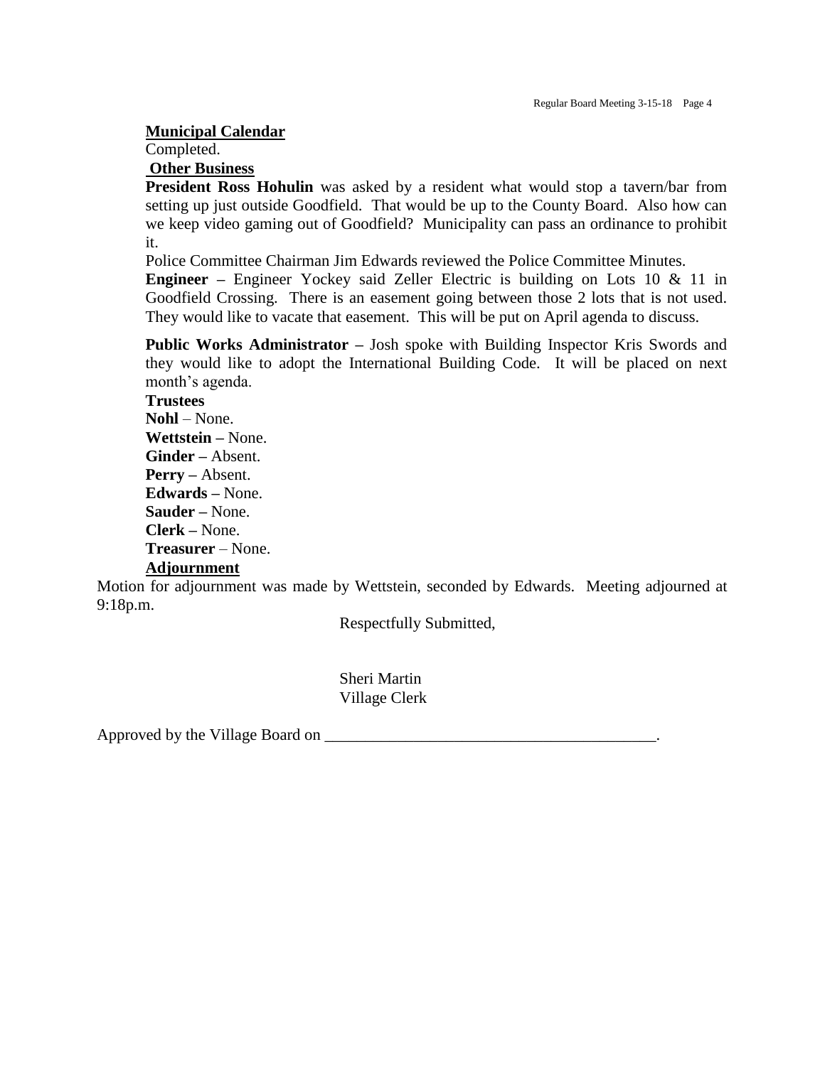**Municipal Calendar**

Completed.

**Other Business**

**President Ross Hohulin** was asked by a resident what would stop a tavern/bar from setting up just outside Goodfield. That would be up to the County Board. Also how can we keep video gaming out of Goodfield? Municipality can pass an ordinance to prohibit it.

Police Committee Chairman Jim Edwards reviewed the Police Committee Minutes.

**Engineer –** Engineer Yockey said Zeller Electric is building on Lots 10 & 11 in Goodfield Crossing. There is an easement going between those 2 lots that is not used. They would like to vacate that easement. This will be put on April agenda to discuss.

**Public Works Administrator –** Josh spoke with Building Inspector Kris Swords and they would like to adopt the International Building Code. It will be placed on next month's agenda.

**Trustees**

**Nohl** – None.
**Wettstein –** None.
**Ginder –** Absent.
**Perry –** Absent.
**Edwards –** None.
**Sauder –** None.
**Clerk –** None.
**Treasurer** – None.

**Adjournment**

Motion for adjournment was made by Wettstein, seconded by Edwards. Meeting adjourned at 9:18p.m.

Respectfully Submitted,

Sheri Martin
Village Clerk

Approved by the Village Board on \_\_\_\_\_\_\_\_\_\_\_\_\_\_\_\_\_\_\_\_\_\_\_\_\_\_\_\_\_\_\_\_\_\_\_\_\_\_\_\_.